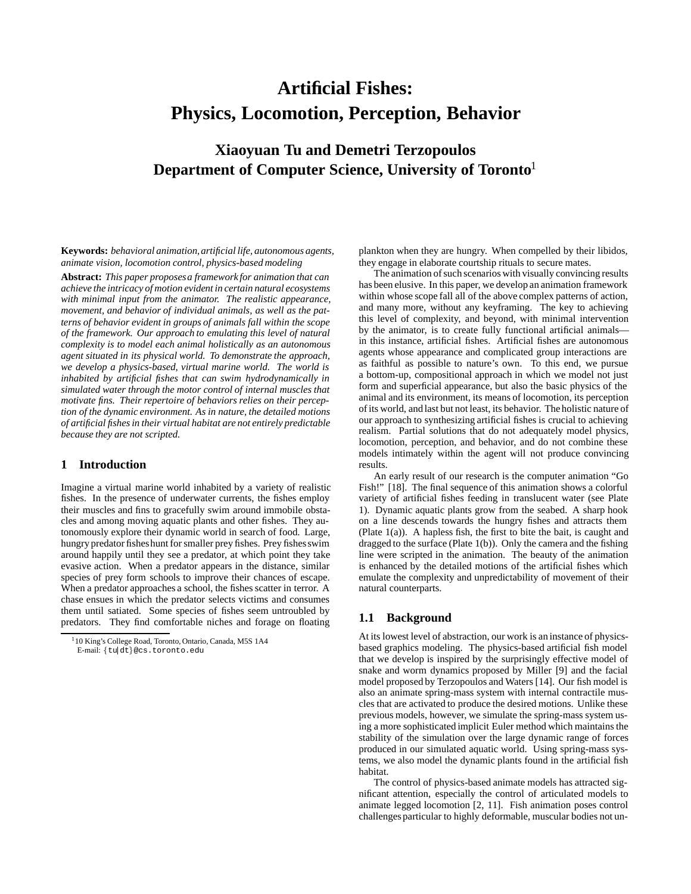# Artificial Fishes: Physics, Locomotion, Perception, Behavior

## Xiaoyuan Tu and Demetri Terzopoulos
## Department of Computer Science, University of Toronto[1]

**Keywords:** *behavioral animation, artificial life, autonomous agents, animate vision, locomotion control, physics-based modeling*

**Abstract:** *This paper proposes a framework for animation that can achieve the intricacy of motion evident in certain natural ecosystems with minimal input from the animator. The realistic appearance, movement, and behavior of individual animals, as well as the patterns of behavior evident in groups of animals fall within the scope of the framework. Our approach to emulating this level of natural complexity is to model each animal holistically as an autonomous agent situated in its physical world. To demonstrate the approach, we develop a physics-based, virtual marine world. The world is inhabited by artificial fishes that can swim hydrodynamically in simulated water through the motor control of internal muscles that motivate fins. Their repertoire of behaviors relies on their perception of the dynamic environment. As in nature, the detailed motions of artificial fishes in their virtual habitat are not entirely predictable because they are not scripted.*

## 1 Introduction

Imagine a virtual marine world inhabited by a variety of realistic fishes. In the presence of underwater currents, the fishes employ their muscles and fins to gracefully swim around immobile obstacles and among moving aquatic plants and other fishes. They autonomously explore their dynamic world in search of food. Large, hungry predator fishes hunt for smaller prey fishes. Prey fishes swim around happily until they see a predator, at which point they take evasive action. When a predator appears in the distance, similar species of prey form schools to improve their chances of escape. When a predator approaches a school, the fishes scatter in terror. A chase ensues in which the predator selects victims and consumes them until satiated. Some species of fishes seem untroubled by predators. They find comfortable niches and forage on floating plankton when they are hungry. When compelled by their libidos, they engage in elaborate courtship rituals to secure mates.

The animation of such scenarios with visually convincing results has been elusive. In this paper, we develop an animation framework within whose scope fall all of the above complex patterns of action, and many more, without any keyframing. The key to achieving this level of complexity, and beyond, with minimal intervention by the animator, is to create fully functional artificial animals—in this instance, artificial fishes. Artificial fishes are autonomous agents whose appearance and complicated group interactions are as faithful as possible to nature's own. To this end, we pursue a bottom-up, compositional approach in which we model not just form and superficial appearance, but also the basic physics of the animal and its environment, its means of locomotion, its perception of its world, and last but not least, its behavior. The holistic nature of our approach to synthesizing artificial fishes is crucial to achieving realism. Partial solutions that do not adequately model physics, locomotion, perception, and behavior, and do not combine these models intimately within the agent will not produce convincing results.

An early result of our research is the computer animation "Go Fish!" [18]. The final sequence of this animation shows a colorful variety of artificial fishes feeding in translucent water (see Plate 1). Dynamic aquatic plants grow from the seabed. A sharp hook on a line descends towards the hungry fishes and attracts them (Plate 1(a)). A hapless fish, the first to bite the bait, is caught and dragged to the surface (Plate 1(b)). Only the camera and the fishing line were scripted in the animation. The beauty of the animation is enhanced by the detailed motions of the artificial fishes which emulate the complexity and unpredictability of movement of their natural counterparts.

### 1.1 Background

At its lowest level of abstraction, our work is an instance of physics-based graphics modeling. The physics-based artificial fish model that we develop is inspired by the surprisingly effective model of snake and worm dynamics proposed by Miller [9] and the facial model proposed by Terzopoulos and Waters [14]. Our fish model is also an animate spring-mass system with internal contractile muscles that are activated to produce the desired motions. Unlike these previous models, however, we simulate the spring-mass system using a more sophisticated implicit Euler method which maintains the stability of the simulation over the large dynamic range of forces produced in our simulated aquatic world. Using spring-mass systems, we also model the dynamic plants found in the artificial fish habitat.

The control of physics-based animate models has attracted significant attention, especially the control of articulated models to animate legged locomotion [2, 11]. Fish animation poses control challenges particular to highly deformable, muscular bodies not un-

[1] 10 King's College Road, Toronto, Ontario, Canada, M5S 1A4
E-mail: {tu|dt}@cs.toronto.edu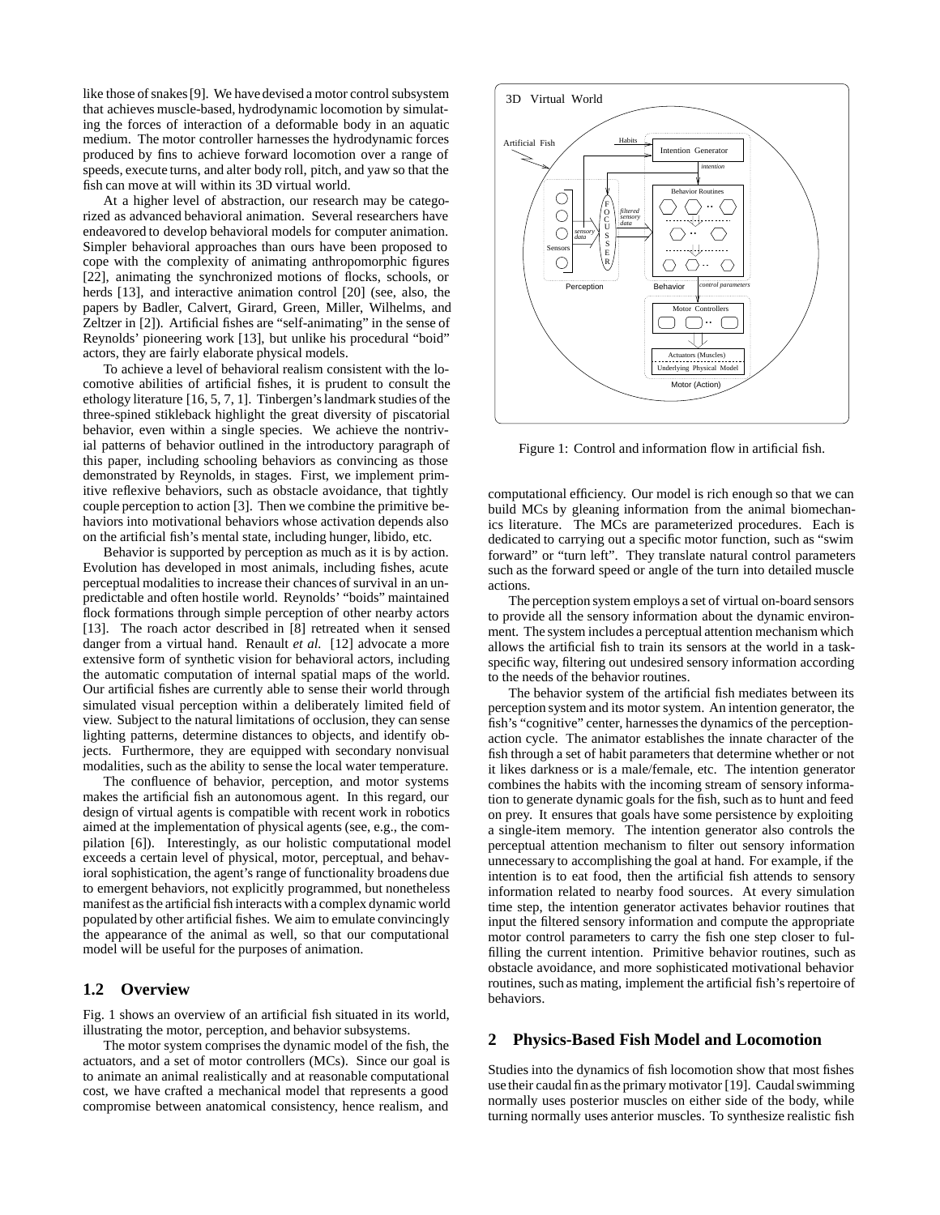like those of snakes [9]. We have devised a motor control subsystem that achieves muscle-based, hydrodynamic locomotion by simulating the forces of interaction of a deformable body in an aquatic medium. The motor controller harnesses the hydrodynamic forces produced by fins to achieve forward locomotion over a range of speeds, execute turns, and alter body roll, pitch, and yaw so that the fish can move at will within its 3D virtual world.

At a higher level of abstraction, our research may be categorized as advanced behavioral animation. Several researchers have endeavored to develop behavioral models for computer animation. Simpler behavioral approaches than ours have been proposed to cope with the complexity of animating anthropomorphic figures [22], animating the synchronized motions of flocks, schools, or herds [13], and interactive animation control [20] (see, also, the papers by Badler, Calvert, Girard, Green, Miller, Wilhelms, and Zeltzer in [2]). Artificial fishes are "self-animating" in the sense of Reynolds' pioneering work [13], but unlike his procedural "boid" actors, they are fairly elaborate physical models.

To achieve a level of behavioral realism consistent with the locomotive abilities of artificial fishes, it is prudent to consult the ethology literature [16, 5, 7, 1]. Tinbergen's landmark studies of the three-spined stikleback highlight the great diversity of piscatorial behavior, even within a single species. We achieve the nontrivial patterns of behavior outlined in the introductory paragraph of this paper, including schooling behaviors as convincing as those demonstrated by Reynolds, in stages. First, we implement primitive reflexive behaviors, such as obstacle avoidance, that tightly couple perception to action [3]. Then we combine the primitive behaviors into motivational behaviors whose activation depends also on the artificial fish's mental state, including hunger, libido, etc.

Behavior is supported by perception as much as it is by action. Evolution has developed in most animals, including fishes, acute perceptual modalities to increase their chances of survival in an unpredictable and often hostile world. Reynolds' "boids" maintained flock formations through simple perception of other nearby actors [13]. The roach actor described in [8] retreated when it sensed danger from a virtual hand. Renault *et al.* [12] advocate a more extensive form of synthetic vision for behavioral actors, including the automatic computation of internal spatial maps of the world. Our artificial fishes are currently able to sense their world through simulated visual perception within a deliberately limited field of view. Subject to the natural limitations of occlusion, they can sense lighting patterns, determine distances to objects, and identify objects. Furthermore, they are equipped with secondary nonvisual modalities, such as the ability to sense the local water temperature.

The confluence of behavior, perception, and motor systems makes the artificial fish an autonomous agent. In this regard, our design of virtual agents is compatible with recent work in robotics aimed at the implementation of physical agents (see, e.g., the compilation [6]). Interestingly, as our holistic computational model exceeds a certain level of physical, motor, perceptual, and behavioral sophistication, the agent's range of functionality broadens due to emergent behaviors, not explicitly programmed, but nonetheless manifest as the artificial fish interacts with a complex dynamic world populated by other artificial fishes. We aim to emulate convincingly the appearance of the animal as well, so that our computational model will be useful for the purposes of animation.

### 1.2 Overview

Fig. 1 shows an overview of an artificial fish situated in its world, illustrating the motor, perception, and behavior subsystems.

The motor system comprises the dynamic model of the fish, the actuators, and a set of motor controllers (MCs). Since our goal is to animate an animal realistically and at reasonable computational cost, we have crafted a mechanical model that represents a good compromise between anatomical consistency, hence realism, and computational efficiency. Our model is rich enough so that we can build MCs by gleaning information from the animal biomechanics literature. The MCs are parameterized procedures. Each is dedicated to carrying out a specific motor function, such as "swim forward" or "turn left". They translate natural control parameters such as the forward speed or angle of the turn into detailed muscle actions.

3D Virtual World
Artificial Fish
Habits
Intention Generator
intention
Behavior Routines
Sensors
sensory data
FOCUSSER
filtered sensory data
Perception
Behavior
control parameters
Motor Controllers
Actuators (Muscles)
Underlying Physical Model
Motor (Action)

Figure 1: Control and information flow in artificial fish.

The perception system employs a set of virtual on-board sensors to provide all the sensory information about the dynamic environment. The system includes a perceptual attention mechanism which allows the artificial fish to train its sensors at the world in a task-specific way, filtering out undesired sensory information according to the needs of the behavior routines.

The behavior system of the artificial fish mediates between its perception system and its motor system. An intention generator, the fish's "cognitive" center, harnesses the dynamics of the perception-action cycle. The animator establishes the innate character of the fish through a set of habit parameters that determine whether or not it likes darkness or is a male/female, etc. The intention generator combines the habits with the incoming stream of sensory information to generate dynamic goals for the fish, such as to hunt and feed on prey. It ensures that goals have some persistence by exploiting a single-item memory. The intention generator also controls the perceptual attention mechanism to filter out sensory information unnecessary to accomplishing the goal at hand. For example, if the intention is to eat food, then the artificial fish attends to sensory information related to nearby food sources. At every simulation time step, the intention generator activates behavior routines that input the filtered sensory information and compute the appropriate motor control parameters to carry the fish one step closer to fulfilling the current intention. Primitive behavior routines, such as obstacle avoidance, and more sophisticated motivational behavior routines, such as mating, implement the artificial fish's repertoire of behaviors.

## 2 Physics-Based Fish Model and Locomotion

Studies into the dynamics of fish locomotion show that most fishes use their caudal fin as the primary motivator [19]. Caudal swimming normally uses posterior muscles on either side of the body, while turning normally uses anterior muscles. To synthesize realistic fish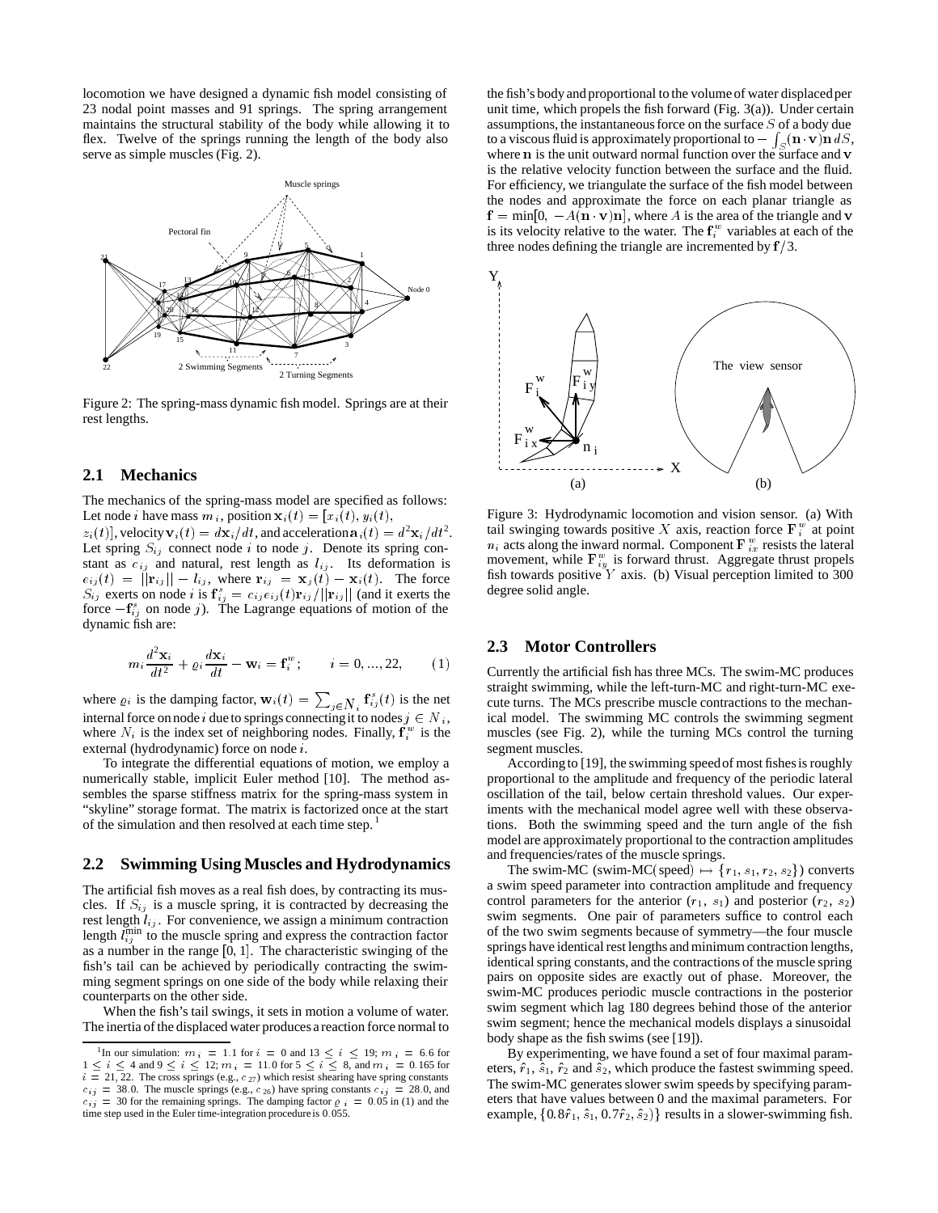locomotion we have designed a dynamic fish model consisting of 23 nodal point masses and 91 springs. The spring arrangement maintains the structural stability of the body while allowing it to flex. Twelve of the springs running the length of the body also serve as simple muscles (Fig. 2).

Figure 2: The spring-mass dynamic fish model. Springs are at their rest lengths.

## 2.1 Mechanics

The mechanics of the spring-mass model are specified as follows: Let node $i$ have mass $m_i$, position $\mathbf{x}_i(t) = [x_i(t), y_i(t), z_i(t)]$, velocity $\mathbf{v}_i(t) = d\mathbf{x}_i/dt$, and acceleration $\mathbf{a}_i(t) = d^2\mathbf{x}_i/dt^2$. Let spring $S_{ij}$ connect node $i$ to node $j$. Denote its spring constant as $c_{ij}$ and natural, rest length as $l_{ij}$. Its deformation is $e_{ij}(t) = ||\mathbf{r}_{ij}|| - l_{ij}$, where $\mathbf{r}_{ij} = \mathbf{x}_j(t) - \mathbf{x}_i(t)$. The force $S_{ij}$ exerts on node $i$ is $\mathbf{f}^s_{ij} = c_{ij}e_{ij}(t)\mathbf{r}_{ij}/||\mathbf{r}_{ij}||$ (and it exerts the force $-\mathbf{f}^s_{ij}$ on node $j$). The Lagrange equations of motion of the dynamic fish are:

$$m_i \frac{d^2\mathbf{x}_i}{dt^2} + \varrho_i \frac{d\mathbf{x}_i}{dt} - \mathbf{w}_i = \mathbf{f}^w_i; \qquad i = 0, ..., 22, \qquad (1)$$

where $\varrho_i$ is the damping factor, $\mathbf{w}_i(t) = \sum_{j \in N_i} \mathbf{f}^s_{ij}(t)$ is the net internal force on node $i$ due to springs connecting it to nodes $j \in N_i$, where $N_i$ is the index set of neighboring nodes. Finally, $\mathbf{f}^w_i$ is the external (hydrodynamic) force on node $i$.

To integrate the differential equations of motion, we employ a numerically stable, implicit Euler method [10]. The method assembles the sparse stiffness matrix for the spring-mass system in "skyline" storage format. The matrix is factorized once at the start of the simulation and then resolved at each time step.[1]

## 2.2 Swimming Using Muscles and Hydrodynamics

The artificial fish moves as a real fish does, by contracting its muscles. If $S_{ij}$ is a muscle spring, it is contracted by decreasing the rest length $l_{ij}$. For convenience, we assign a minimum contraction length $l^{\min}_{ij}$ to the muscle spring and express the contraction factor as a number in the range $[0, 1]$. The characteristic swinging of the fish's tail can be achieved by periodically contracting the swimming segment springs on one side of the body while relaxing their counterparts on the other side.

When the fish's tail swings, it sets in motion a volume of water. The inertia of the displaced water produces a reaction force normal to the fish's body and proportional to the volume of water displaced per unit time, which propels the fish forward (Fig. 3(a)). Under certain assumptions, the instantaneous force on the surface $S$ of a body due to a viscous fluid is approximately proportional to $-\int_S (\mathbf{n} \cdot \mathbf{v})\mathbf{n}\, dS$, where $\mathbf{n}$ is the unit outward normal function over the surface and $\mathbf{v}$ is the relative velocity function between the surface and the fluid. For efficiency, we triangulate the surface of the fish model between the nodes and approximate the force on each planar triangle as $\mathbf{f} = \min[0, -A(\mathbf{n} \cdot \mathbf{v})\mathbf{n}]$, where $A$ is the area of the triangle and $\mathbf{v}$ is its velocity relative to the water. The $\mathbf{f}^w_i$ variables at each of the three nodes defining the triangle are incremented by $\mathbf{f}/3$.

Figure 3: Hydrodynamic locomotion and vision sensor. (a) With tail swinging towards positive $X$ axis, reaction force $\mathbf{F}^w_i$ at point $n_i$ acts along the inward normal. Component $\mathbf{F}^w_{ix}$ resists the lateral movement, while $\mathbf{F}^w_{iy}$ is forward thrust. Aggregate thrust propels fish towards positive $Y$ axis. (b) Visual perception limited to 300 degree solid angle.

## 2.3 Motor Controllers

Currently the artificial fish has three MCs. The swim-MC produces straight swimming, while the left-turn-MC and right-turn-MC execute turns. The MCs prescribe muscle contractions to the mechanical model. The swimming MC controls the swimming segment muscles (see Fig. 2), while the turning MCs control the turning segment muscles.

According to [19], the swimming speed of most fishes is roughly proportional to the amplitude and frequency of the periodic lateral oscillation of the tail, below certain threshold values. Our experiments with the mechanical model agree well with these observations. Both the swimming speed and the turn angle of the fish model are approximately proportional to the contraction amplitudes and frequencies/rates of the muscle springs.

The swim-MC (swim-MC(speed) $\mapsto \{r_1, s_1, r_2, s_2\}$) converts a swim speed parameter into contraction amplitude and frequency control parameters for the anterior ($r_1$, $s_1$) and posterior ($r_2$, $s_2$) swim segments. One pair of parameters suffice to control each of the two swim segments because of symmetry—the four muscle springs have identical rest lengths and minimum contraction lengths, identical spring constants, and the contractions of the muscle spring pairs on opposite sides are exactly out of phase. Moreover, the swim-MC produces periodic muscle contractions in the posterior swim segment which lag 180 degrees behind those of the anterior swim segment; hence the mechanical models displays a sinusoidal body shape as the fish swims (see [19]).

By experimenting, we have found a set of four maximal parameters, $\hat{r}_1$, $\hat{s}_1$, $\hat{r}_2$ and $\hat{s}_2$, which produce the fastest swimming speed. The swim-MC generates slower swim speeds by specifying parameters that have values between 0 and the maximal parameters. For example, $\{0.8\hat{r}_1, \hat{s}_1, 0.7\hat{r}_2, \hat{s}_2\}$ results in a slower-swimming fish.

---

[1] In our simulation: $m_i = 1.1$ for $i = 0$ and $13 \le i \le 19$; $m_i = 6.6$ for $1 \le i \le 4$ and $9 \le i \le 12$; $m_i = 11.0$ for $5 \le i \le 8$, and $m_i = 0.165$ for $i = 21, 22$. The cross springs (e.g., $c_{27}$) which resist shearing have spring constants $c_{ij} = 38.0$. The muscle springs (e.g., $c_{26}$) have spring constants $c_{ij} = 28.0$, and $c_{ij} = 30$ for the remaining springs. The damping factor $\varrho_i = 0.05$ in (1) and the time step used in the Euler time-integration procedure is $0.055$.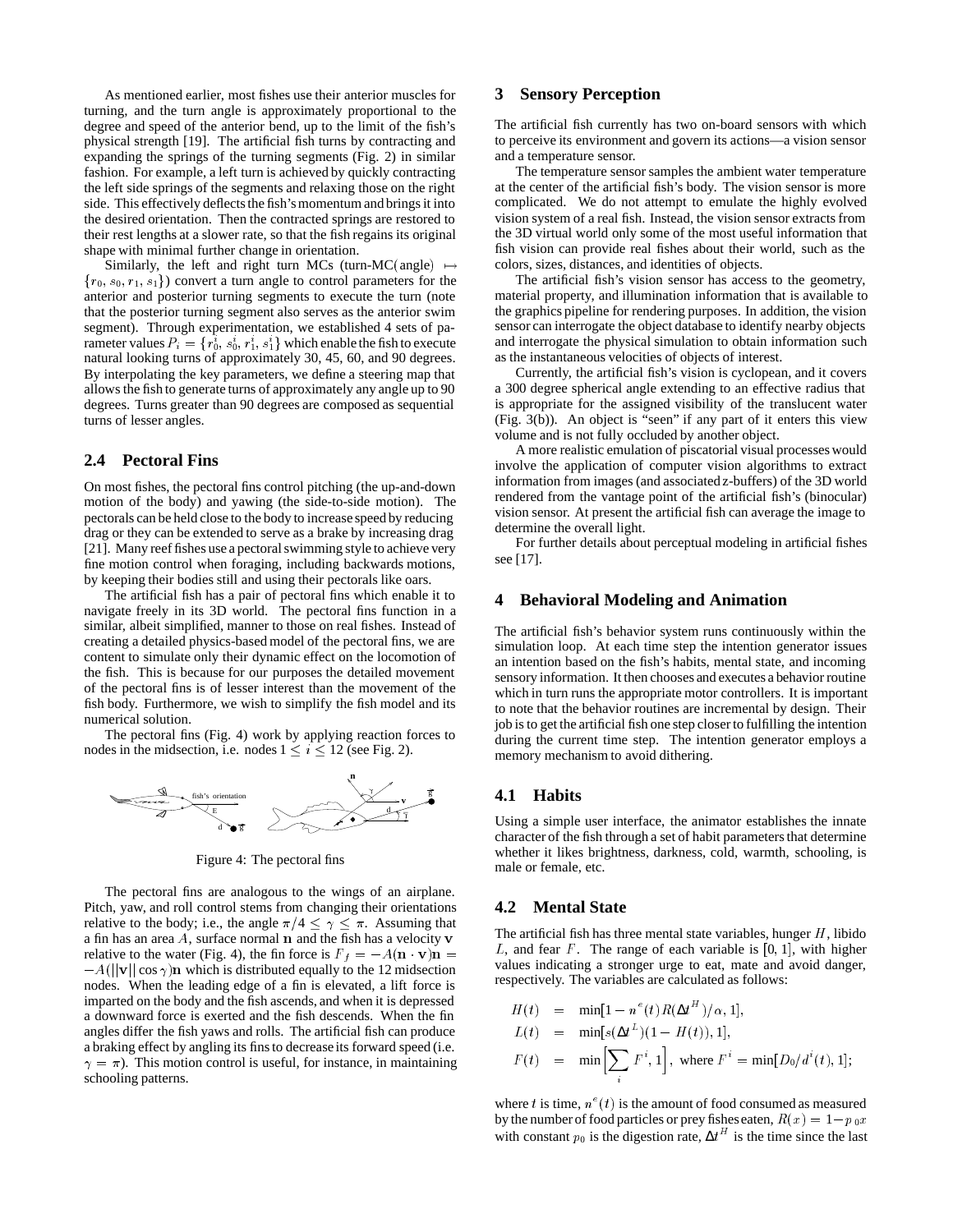As mentioned earlier, most fishes use their anterior muscles for turning, and the turn angle is approximately proportional to the degree and speed of the anterior bend, up to the limit of the fish's physical strength [19]. The artificial fish turns by contracting and expanding the springs of the turning segments (Fig. 2) in similar fashion. For example, a left turn is achieved by quickly contracting the left side springs of the segments and relaxing those on the right side. This effectively deflects the fish's momentum and brings it into the desired orientation. Then the contracted springs are restored to their rest lengths at a slower rate, so that the fish regains its original shape with minimal further change in orientation.

Similarly, the left and right turn MCs (turn-MC(angle) $\mapsto \{r_0, s_0, r_1, s_1\}$) convert a turn angle to control parameters for the anterior and posterior turning segments to execute the turn (note that the posterior turning segment also serves as the anterior swim segment). Through experimentation, we established 4 sets of parameter values $P_i = \{r_0^i, s_0^i, r_1^i, s_1^i\}$ which enable the fish to execute natural looking turns of approximately 30, 45, 60, and 90 degrees. By interpolating the key parameters, we define a steering map that allows the fish to generate turns of approximately any angle up to 90 degrees. Turns greater than 90 degrees are composed as sequential turns of lesser angles.

### 2.4 Pectoral Fins

On most fishes, the pectoral fins control pitching (the up-and-down motion of the body) and yawing (the side-to-side motion). The pectorals can be held close to the body to increase speed by reducing drag or they can be extended to serve as a brake by increasing drag [21]. Many reef fishes use a pectoral swimming style to achieve very fine motion control when foraging, including backwards motions, by keeping their bodies still and using their pectorals like oars.

The artificial fish has a pair of pectoral fins which enable it to navigate freely in its 3D world. The pectoral fins function in a similar, albeit simplified, manner to those on real fishes. Instead of creating a detailed physics-based model of the pectoral fins, we are content to simulate only their dynamic effect on the locomotion of the fish. This is because for our purposes the detailed movement of the pectoral fins is of lesser interest than the movement of the fish body. Furthermore, we wish to simplify the fish model and its numerical solution.

The pectoral fins (Fig. 4) work by applying reaction forces to nodes in the midsection, i.e. nodes $1 \leq i \leq 12$ (see Fig. 2).

fish's orientation

E

d

g

n

v

d

g

γ

Figure 4: The pectoral fins

The pectoral fins are analogous to the wings of an airplane. Pitch, yaw, and roll control stems from changing their orientations relative to the body; i.e., the angle $\pi/4 \leq \gamma \leq \pi$. Assuming that a fin has an area $A$, surface normal $\mathbf{n}$ and the fish has a velocity $\mathbf{v}$ relative to the water (Fig. 4), the fin force is $F_f = -A(\mathbf{n} \cdot \mathbf{v})\mathbf{n} = -A(\|\mathbf{v}\| \cos\gamma)\mathbf{n}$ which is distributed equally to the 12 midsection nodes. When the leading edge of a fin is elevated, a lift force is imparted on the body and the fish ascends, and when it is depressed a downward force is exerted and the fish descends. When the fin angles differ the fish yaws and rolls. The artificial fish can produce a braking effect by angling its fins to decrease its forward speed (i.e. $\gamma = \pi$). This motion control is useful, for instance, in maintaining schooling patterns.

## 3 Sensory Perception

The artificial fish currently has two on-board sensors with which to perceive its environment and govern its actions—a vision sensor and a temperature sensor.

The temperature sensor samples the ambient water temperature at the center of the artificial fish's body. The vision sensor is more complicated. We do not attempt to emulate the highly evolved vision system of a real fish. Instead, the vision sensor extracts from the 3D virtual world only some of the most useful information that fish vision can provide real fishes about their world, such as the colors, sizes, distances, and identities of objects.

The artificial fish's vision sensor has access to the geometry, material property, and illumination information that is available to the graphics pipeline for rendering purposes. In addition, the vision sensor can interrogate the object database to identify nearby objects and interrogate the physical simulation to obtain information such as the instantaneous velocities of objects of interest.

Currently, the artificial fish's vision is cyclopean, and it covers a 300 degree spherical angle extending to an effective radius that is appropriate for the assigned visibility of the translucent water (Fig. 3(b)). An object is "seen" if any part of it enters this view volume and is not fully occluded by another object.

A more realistic emulation of piscatorial visual processes would involve the application of computer vision algorithms to extract information from images (and associated z-buffers) of the 3D world rendered from the vantage point of the artificial fish's (binocular) vision sensor. At present the artificial fish can average the image to determine the overall light.

For further details about perceptual modeling in artificial fishes see [17].

## 4 Behavioral Modeling and Animation

The artificial fish's behavior system runs continuously within the simulation loop. At each time step the intention generator issues an intention based on the fish's habits, mental state, and incoming sensory information. It then chooses and executes a behavior routine which in turn runs the appropriate motor controllers. It is important to note that the behavior routines are incremental by design. Their job is to get the artificial fish one step closer to fulfilling the intention during the current time step. The intention generator employs a memory mechanism to avoid dithering.

### 4.1 Habits

Using a simple user interface, the animator establishes the innate character of the fish through a set of habit parameters that determine whether it likes brightness, darkness, cold, warmth, schooling, is male or female, etc.

### 4.2 Mental State

The artificial fish has three mental state variables, hunger $H$, libido $L$, and fear $F$. The range of each variable is $[0, 1]$, with higher values indicating a stronger urge to eat, mate and avoid danger, respectively. The variables are calculated as follows:

$$
\begin{aligned}
H(t) &= \min[1 - n^e(t) R(\Delta t^H)/\alpha, 1], \\
L(t) &= \min[s(\Delta t^L)(1 - H(t)), 1], \\
F(t) &= \min\left[\sum_i F^i, 1\right], \text{ where } F^i = \min[D_0/d^i(t), 1];
\end{aligned}
$$

where $t$ is time, $n^e(t)$ is the amount of food consumed as measured by the number of food particles or prey fishes eaten, $R(x) = 1 - p_0 x$ with constant $p_0$ is the digestion rate, $\Delta t^H$ is the time since the last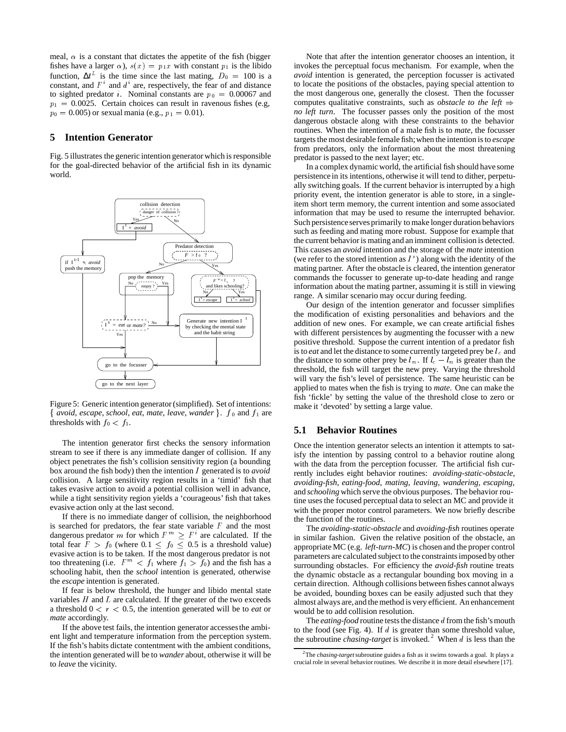meal, $\alpha$ is a constant that dictates the appetite of the fish (bigger fishes have a larger $\alpha$), $s(x) = p_1 x$ with constant $p_1$ is the libido function, $\Delta t^L$ is the time since the last mating, $D_0 = 100$ is a constant, and $F^i$ and $d^i$ are, respectively, the fear of and distance to sighted predator $i$. Nominal constants are $p_0 = 0.00067$ and $p_1 = 0.0025$. Certain choices can result in ravenous fishes (e.g, $p_0 = 0.005$) or sexual mania (e.g., $p_1 = 0.01$).

## 5 Intention Generator

Fig. 5 illustrates the generic intention generator which is responsible for the goal-directed behavior of the artificial fish in its dynamic world.

collision detection
danger of collision ?
Yes
No
$I^t$ = *avoid*
if $I^{t-1}$ ≠ *avoid*
push the memory
Predator detection
$F > f_0$ ?
No
Yes
pop the memory
No
empty ?
Yes
$F^m < f_1$ ?
and likes schooling?
No
Yes
$I^t$ = *escape*
$I^t$ = *school*
$I^s$ = *eat* or *mate?*
No
Yes
Generate new intention $I^t$
by checking the mental state
and the habit string
go to the focusser
go to the next layer

Figure 5: Generic intention generator (simplified). Set of intentions: { *avoid*, *escape*, *school*, *eat*, *mate*, *leave*, *wander* }. $f_0$ and $f_1$ are thresholds with $f_0 < f_1$.

The intention generator first checks the sensory information stream to see if there is any immediate danger of collision. If any object penetrates the fish's collision sensitivity region (a bounding box around the fish body) then the intention $I$ generated is to *avoid* collision. A large sensitivity region results in a 'timid' fish that takes evasive action to avoid a potential collision well in advance, while a tight sensitivity region yields a 'courageous' fish that takes evasive action only at the last second.

If there is no immediate danger of collision, the neighborhood is searched for predators, the fear state variable $F$ and the most dangerous predator $m$ for which $F^m \geq F^i$ are calculated. If the total fear $F > f_0$ (where $0.1 \leq f_0 \leq 0.5$ is a threshold value) evasive action is to be taken. If the most dangerous predator is not too threatening (i.e. $F^m < f_1$ where $f_1 > f_0$) and the fish has a schooling habit, then the *school* intention is generated, otherwise the *escape* intention is generated.

If fear is below threshold, the hunger and libido mental state variables $H$ and $L$ are calculated. If the greater of the two exceeds a threshold $0 < r < 0.5$, the intention generated will be to *eat* or *mate* accordingly.

If the above test fails, the intention generator accesses the ambient light and temperature information from the perception system. If the fish's habits dictate contentment with the ambient conditions, the intention generated will be to *wander* about, otherwise it will be to *leave* the vicinity.

Note that after the intention generator chooses an intention, it invokes the perceptual focus mechanism. For example, when the *avoid* intention is generated, the perception focusser is activated to locate the positions of the obstacles, paying special attention to the most dangerous one, generally the closest. Then the focusser computes qualitative constraints, such as *obstacle to the left* $\Rightarrow$ *no left turn*. The focusser passes only the position of the most dangerous obstacle along with these constraints to the behavior routines. When the intention of a male fish is to *mate*, the focusser targets the most desirable female fish; when the intention is to *escape* from predators, only the information about the most threatening predator is passed to the next layer; etc.

In a complex dynamic world, the artificial fish should have some persistence in its intentions, otherwise it will tend to dither, perpetually switching goals. If the current behavior is interrupted by a high priority event, the intention generator is able to store, in a single-item short term memory, the current intention and some associated information that may be used to resume the interrupted behavior. Such persistence serves primarily to make longer duration behaviors such as feeding and mating more robust. Suppose for example that the current behavior is mating and an imminent collision is detected. This causes an *avoid* intention and the storage of the *mate* intention (we refer to the stored intention as $I^s$) along with the identity of the mating partner. After the obstacle is cleared, the intention generator commands the focusser to generate up-to-date heading and range information about the mating partner, assuming it is still in viewing range. A similar scenario may occur during feeding.

Our design of the intention generator and focusser simplifies the modification of existing personalities and behaviors and the addition of new ones. For example, we can create artificial fishes with different persistences by augmenting the focusser with a new positive threshold. Suppose the current intention of a predator fish is to *eat* and let the distance to some currently targeted prey be $l_c$ and the distance to some other prey be $l_n$. If $l_c - l_n$ is greater than the threshold, the fish will target the new prey. Varying the threshold will vary the fish's level of persistence. The same heuristic can be applied to mates when the fish is trying to *mate*. One can make the fish 'fickle' by setting the value of the threshold close to zero or make it 'devoted' by setting a large value.

### 5.1 Behavior Routines

Once the intention generator selects an intention it attempts to satisfy the intention by passing control to a behavior routine along with the data from the perception focusser. The artificial fish currently includes eight behavior routines: *avoiding-static-obstacle*, *avoiding-fish*, *eating-food*, *mating*, *leaving*, *wandering*, *escaping*, and *schooling* which serve the obvious purposes. The behavior routine uses the focused perceptual data to select an MC and provide it with the proper motor control parameters. We now briefly describe the function of the routines.

The *avoiding-static-obstacle* and *avoiding-fish* routines operate in similar fashion. Given the relative position of the obstacle, an appropriate MC (e.g. *left-turn-MC*) is chosen and the proper control parameters are calculated subject to the constraints imposed by other surrounding obstacles. For efficiency the *avoid-fish* routine treats the dynamic obstacle as a rectangular bounding box moving in a certain direction. Although collisions between fishes cannot always be avoided, bounding boxes can be easily adjusted such that they almost always are, and the method is very efficient. An enhancement would be to add collision resolution.

The *eating-food* routine tests the distance $d$ from the fish's mouth to the food (see Fig. 4). If $d$ is greater than some threshold value, the subroutine *chasing-target* is invoked.[2] When $d$ is less than the

[2] The *chasing-target* subroutine guides a fish as it swims towards a goal. It plays a crucial role in several behavior routines. We describe it in more detail elsewhere [17].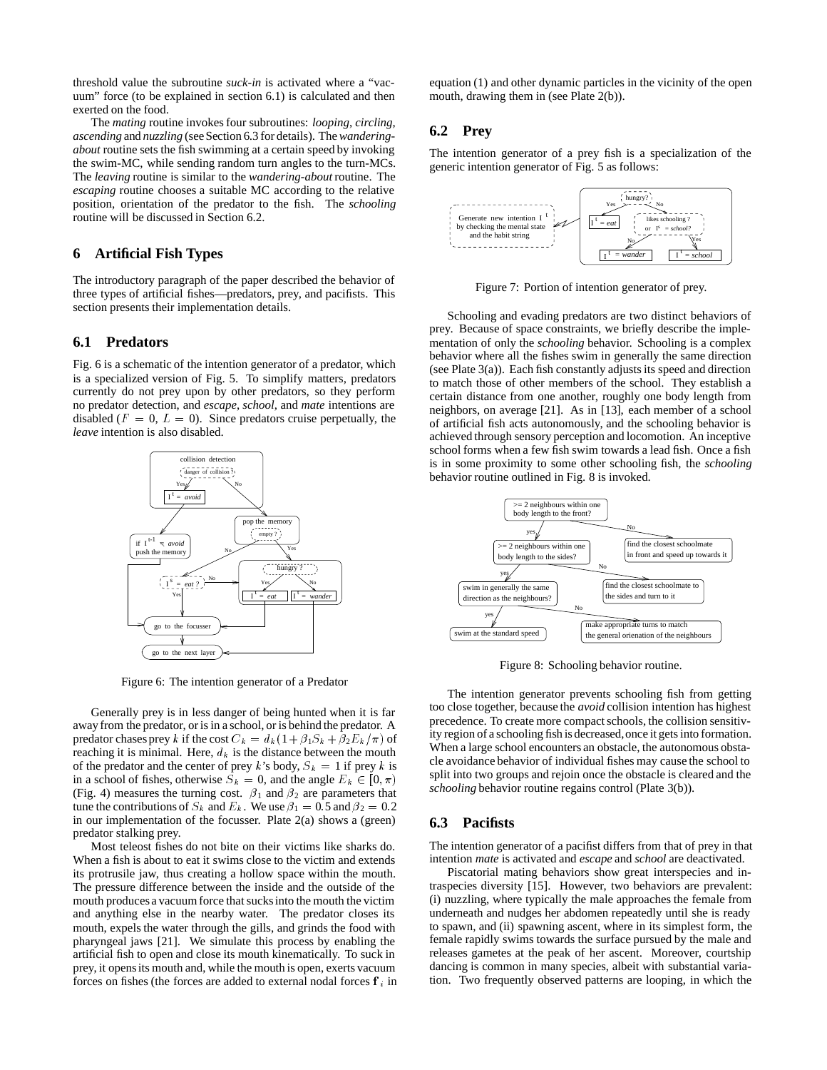threshold value the subroutine *suck-in* is activated where a "vacuum" force (to be explained in section 6.1) is calculated and then exerted on the food.

The *mating* routine invokes four subroutines: *looping*, *circling*, *ascending* and *nuzzling* (see Section 6.3 for details). The *wandering-about* routine sets the fish swimming at a certain speed by invoking the swim-MC, while sending random turn angles to the turn-MCs. The *leaving* routine is similar to the *wandering-about* routine. The *escaping* routine chooses a suitable MC according to the relative position, orientation of the predator to the fish. The *schooling* routine will be discussed in Section 6.2.

## 6 Artificial Fish Types

The introductory paragraph of the paper described the behavior of three types of artificial fishes—predators, prey, and pacifists. This section presents their implementation details.

### 6.1 Predators

Fig. 6 is a schematic of the intention generator of a predator, which is a specialized version of Fig. 5. To simplify matters, predators currently do not prey upon by other predators, so they perform no predator detection, and *escape*, *school*, and *mate* intentions are disabled ($F = 0$, $L = 0$). Since predators cruise perpetually, the *leave* intention is also disabled.

Figure 6: The intention generator of a Predator

Generally prey is in less danger of being hunted when it is far away from the predator, or is in a school, or is behind the predator. A predator chases prey $k$ if the cost $C_k = d_k(1+\beta_1 S_k + \beta_2 E_k/\pi)$ of reaching it is minimal. Here, $d_k$ is the distance between the mouth of the predator and the center of prey $k$'s body, $S_k = 1$ if prey $k$ is in a school of fishes, otherwise $S_k = 0$, and the angle $E_k \in [0, \pi)$ (Fig. 4) measures the turning cost. $\beta_1$ and $\beta_2$ are parameters that tune the contributions of $S_k$ and $E_k$. We use $\beta_1 = 0.5$ and $\beta_2 = 0.2$ in our implementation of the focusser. Plate 2(a) shows a (green) predator stalking prey.

Most teleost fishes do not bite on their victims like sharks do. When a fish is about to eat it swims close to the victim and extends its protrusile jaw, thus creating a hollow space within the mouth. The pressure difference between the inside and the outside of the mouth produces a vacuum force that sucks into the mouth the victim and anything else in the nearby water. The predator closes its mouth, expels the water through the gills, and grinds the food with pharyngeal jaws [21]. We simulate this process by enabling the artificial fish to open and close its mouth kinematically. To suck in prey, it opens its mouth and, while the mouth is open, exerts vacuum forces on fishes (the forces are added to external nodal forces $\mathbf{f}_i$ in equation (1) and other dynamic particles in the vicinity of the open mouth, drawing them in (see Plate 2(b)).

### 6.2 Prey

The intention generator of a prey fish is a specialization of the generic intention generator of Fig. 5 as follows:

Figure 7: Portion of intention generator of prey.

Schooling and evading predators are two distinct behaviors of prey. Because of space constraints, we briefly describe the implementation of only the *schooling* behavior. Schooling is a complex behavior where all the fishes swim in generally the same direction (see Plate 3(a)). Each fish constantly adjusts its speed and direction to match those of other members of the school. They establish a certain distance from one another, roughly one body length from neighbors, on average [21]. As in [13], each member of a school of artificial fish acts autonomously, and the schooling behavior is achieved through sensory perception and locomotion. An inceptive school forms when a few fish swim towards a lead fish. Once a fish is in some proximity to some other schooling fish, the *schooling* behavior routine outlined in Fig. 8 is invoked.

Figure 8: Schooling behavior routine.

The intention generator prevents schooling fish from getting too close together, because the *avoid* collision intention has highest precedence. To create more compact schools, the collision sensitivity region of a schooling fish is decreased, once it gets into formation. When a large school encounters an obstacle, the autonomous obstacle avoidance behavior of individual fishes may cause the school to split into two groups and rejoin once the obstacle is cleared and the *schooling* behavior routine regains control (Plate 3(b)).

### 6.3 Pacifists

The intention generator of a pacifist differs from that of prey in that intention *mate* is activated and *escape* and *school* are deactivated.

Piscatorial mating behaviors show great interspecies and intraspecies diversity [15]. However, two behaviors are prevalent: (i) nuzzling, where typically the male approaches the female from underneath and nudges her abdomen repeatedly until she is ready to spawn, and (ii) spawning ascent, where in its simplest form, the female rapidly swims towards the surface pursued by the male and releases gametes at the peak of her ascent. Moreover, courtship dancing is common in many species, albeit with substantial variation. Two frequently observed patterns are looping, in which the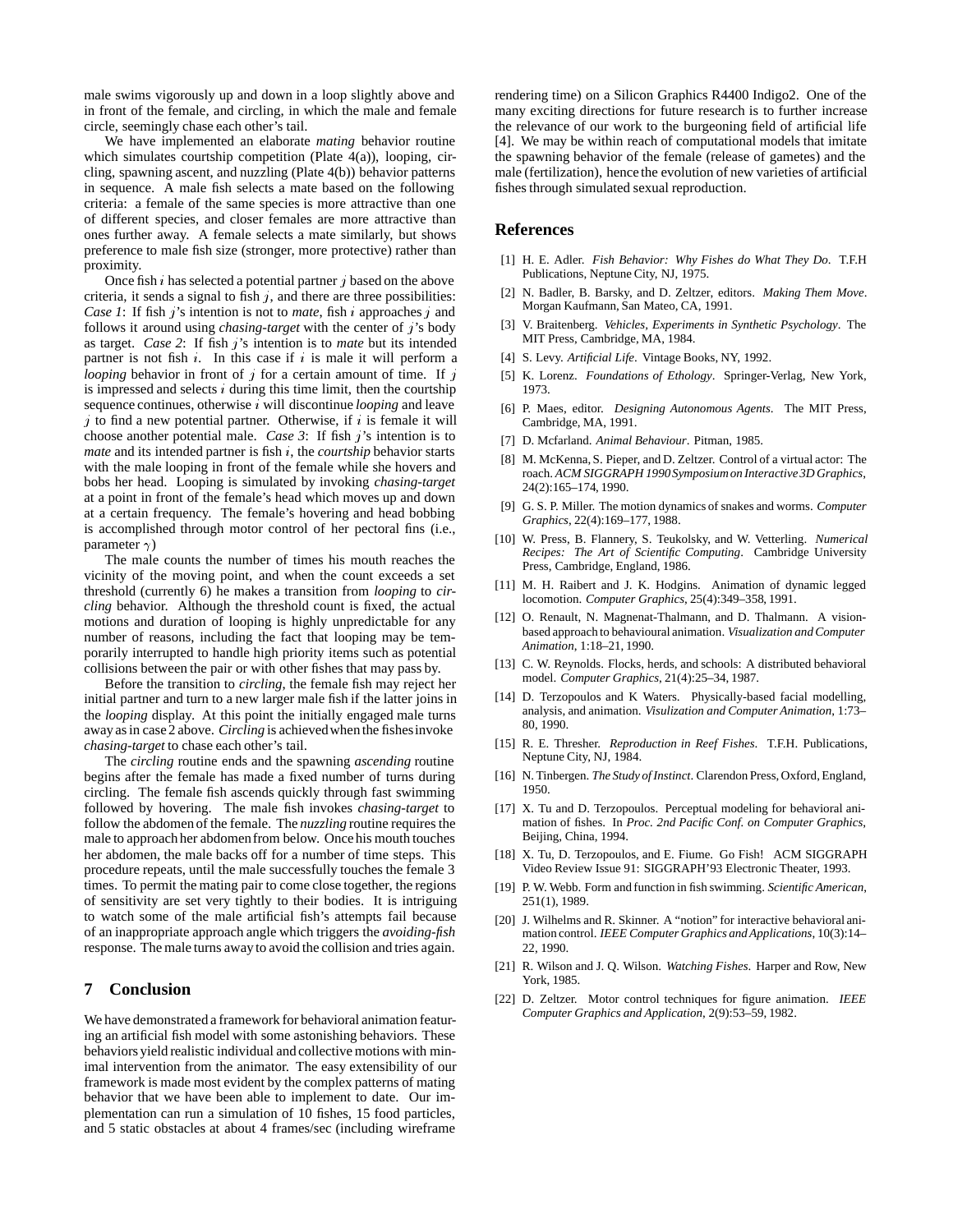male swims vigorously up and down in a loop slightly above and in front of the female, and circling, in which the male and female circle, seemingly chase each other's tail.

We have implemented an elaborate *mating* behavior routine which simulates courtship competition (Plate 4(a)), looping, circling, spawning ascent, and nuzzling (Plate 4(b)) behavior patterns in sequence. A male fish selects a mate based on the following criteria: a female of the same species is more attractive than one of different species, and closer females are more attractive than ones further away. A female selects a mate similarly, but shows preference to male fish size (stronger, more protective) rather than proximity.

Once fish $i$ has selected a potential partner $j$ based on the above criteria, it sends a signal to fish $j$, and there are three possibilities: *Case 1*: If fish $j$'s intention is not to *mate*, fish $i$ approaches $j$ and follows it around using *chasing-target* with the center of $j$'s body as target. *Case 2*: If fish $j$'s intention is to *mate* but its intended partner is not fish $i$. In this case if $i$ is male it will perform a *looping* behavior in front of $j$ for a certain amount of time. If $j$ is impressed and selects $i$ during this time limit, then the courtship sequence continues, otherwise $i$ will discontinue *looping* and leave $j$ to find a new potential partner. Otherwise, if $i$ is female it will choose another potential male. *Case 3*: If fish $j$'s intention is to *mate* and its intended partner is fish $i$, the *courtship* behavior starts with the male looping in front of the female while she hovers and bobs her head. Looping is simulated by invoking *chasing-target* at a point in front of the female's head which moves up and down at a certain frequency. The female's hovering and head bobbing is accomplished through motor control of her pectoral fins (i.e., parameter $\gamma$)

The male counts the number of times his mouth reaches the vicinity of the moving point, and when the count exceeds a set threshold (currently 6) he makes a transition from *looping* to *circling* behavior. Although the threshold count is fixed, the actual motions and duration of looping is highly unpredictable for any number of reasons, including the fact that looping may be temporarily interrupted to handle high priority items such as potential collisions between the pair or with other fishes that may pass by.

Before the transition to *circling*, the female fish may reject her initial partner and turn to a new larger male fish if the latter joins in the *looping* display. At this point the initially engaged male turns away as in case 2 above. *Circling* is achieved when the fishes invoke *chasing-target* to chase each other's tail.

The *circling* routine ends and the spawning *ascending* routine begins after the female has made a fixed number of turns during circling. The female fish ascends quickly through fast swimming followed by hovering. The male fish invokes *chasing-target* to follow the abdomen of the female. The *nuzzling* routine requires the male to approach her abdomen from below. Once his mouth touches her abdomen, the male backs off for a number of time steps. This procedure repeats, until the male successfully touches the female 3 times. To permit the mating pair to come close together, the regions of sensitivity are set very tightly to their bodies. It is intriguing to watch some of the male artificial fish's attempts fail because of an inappropriate approach angle which triggers the *avoiding-fish* response. The male turns away to avoid the collision and tries again.

## 7 Conclusion

We have demonstrated a framework for behavioral animation featuring an artificial fish model with some astonishing behaviors. These behaviors yield realistic individual and collective motions with minimal intervention from the animator. The easy extensibility of our framework is made most evident by the complex patterns of mating behavior that we have been able to implement to date. Our implementation can run a simulation of 10 fishes, 15 food particles, and 5 static obstacles at about 4 frames/sec (including wireframe rendering time) on a Silicon Graphics R4400 Indigo2. One of the many exciting directions for future research is to further increase the relevance of our work to the burgeoning field of artificial life [4]. We may be within reach of computational models that imitate the spawning behavior of the female (release of gametes) and the male (fertilization), hence the evolution of new varieties of artificial fishes through simulated sexual reproduction.

## References

[1] H. E. Adler. *Fish Behavior: Why Fishes do What They Do*. T.F.H Publications, Neptune City, NJ, 1975.

[2] N. Badler, B. Barsky, and D. Zeltzer, editors. *Making Them Move*. Morgan Kaufmann, San Mateo, CA, 1991.

[3] V. Braitenberg. *Vehicles, Experiments in Synthetic Psychology*. The MIT Press, Cambridge, MA, 1984.

[4] S. Levy. *Artificial Life*. Vintage Books, NY, 1992.

[5] K. Lorenz. *Foundations of Ethology*. Springer-Verlag, New York, 1973.

[6] P. Maes, editor. *Designing Autonomous Agents*. The MIT Press, Cambridge, MA, 1991.

[7] D. Mcfarland. *Animal Behaviour*. Pitman, 1985.

[8] M. McKenna, S. Pieper, and D. Zeltzer. Control of a virtual actor: The roach. *ACM SIGGRAPH 1990 Symposium on Interactive 3D Graphics*, 24(2):165–174, 1990.

[9] G. S. P. Miller. The motion dynamics of snakes and worms. *Computer Graphics*, 22(4):169–177, 1988.

[10] W. Press, B. Flannery, S. Teukolsky, and W. Vetterling. *Numerical Recipes: The Art of Scientific Computing*. Cambridge University Press, Cambridge, England, 1986.

[11] M. H. Raibert and J. K. Hodgins. Animation of dynamic legged locomotion. *Computer Graphics*, 25(4):349–358, 1991.

[12] O. Renault, N. Magnenat-Thalmann, and D. Thalmann. A vision-based approach to behavioural animation. *Visualization and Computer Animation*, 1:18–21, 1990.

[13] C. W. Reynolds. Flocks, herds, and schools: A distributed behavioral model. *Computer Graphics*, 21(4):25–34, 1987.

[14] D. Terzopoulos and K Waters. Physically-based facial modelling, analysis, and animation. *Visulization and Computer Animation*, 1:73–80, 1990.

[15] R. E. Thresher. *Reproduction in Reef Fishes*. T.F.H. Publications, Neptune City, NJ, 1984.

[16] N. Tinbergen. *The Study of Instinct*. Clarendon Press, Oxford, England, 1950.

[17] X. Tu and D. Terzopoulos. Perceptual modeling for behavioral animation of fishes. In *Proc. 2nd Pacific Conf. on Computer Graphics*, Beijing, China, 1994.

[18] X. Tu, D. Terzopoulos, and E. Fiume. Go Fish! ACM SIGGRAPH Video Review Issue 91: SIGGRAPH'93 Electronic Theater, 1993.

[19] P. W. Webb. Form and function in fish swimming. *Scientific American*, 251(1), 1989.

[20] J. Wilhelms and R. Skinner. A "notion" for interactive behavioral animation control. *IEEE Computer Graphics and Applications*, 10(3):14–22, 1990.

[21] R. Wilson and J. Q. Wilson. *Watching Fishes*. Harper and Row, New York, 1985.

[22] D. Zeltzer. Motor control techniques for figure animation. *IEEE Computer Graphics and Application*, 2(9):53–59, 1982.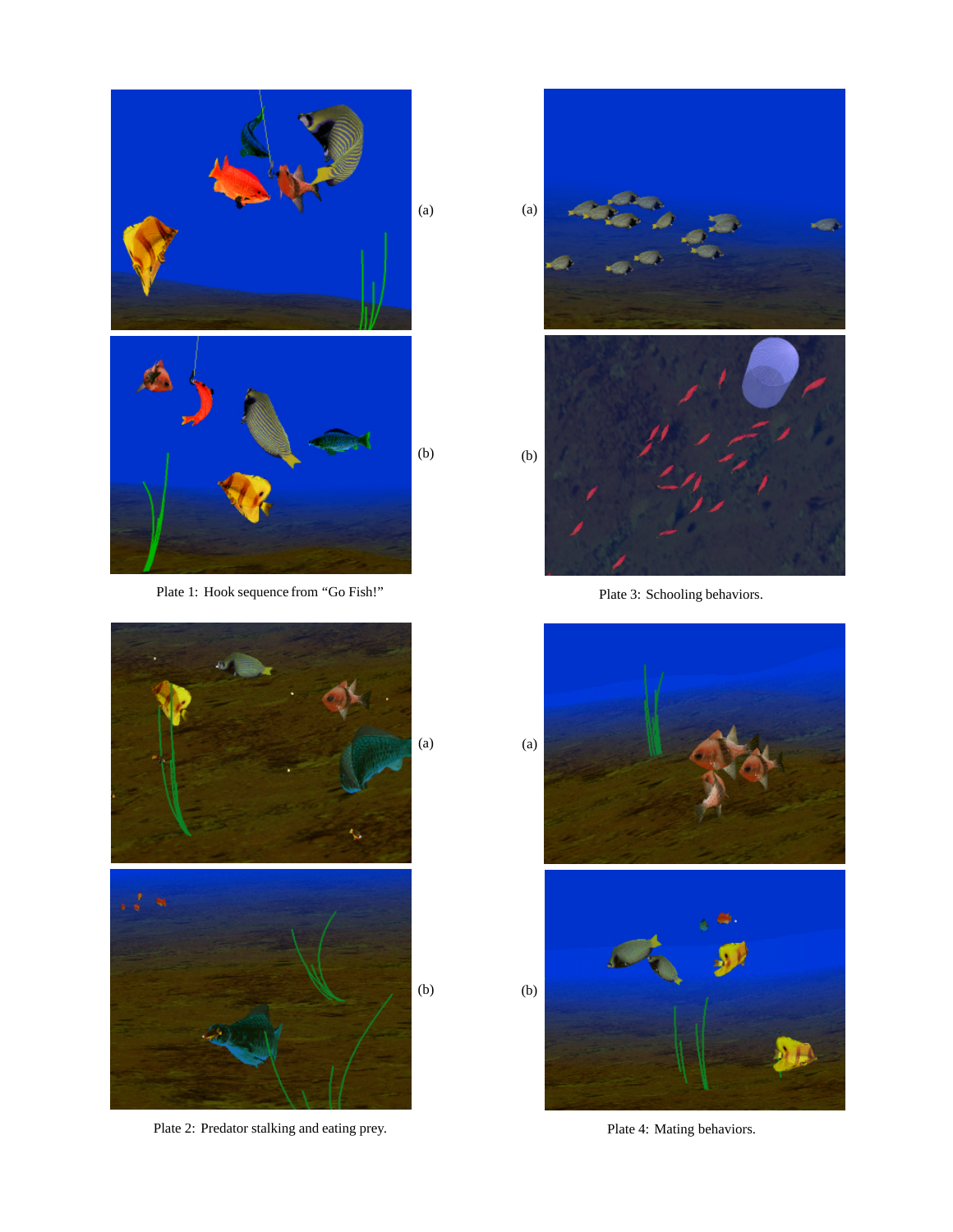(a)

(b)

Plate 1: Hook sequence from “Go Fish!”

(a)

(b)

Plate 3: Schooling behaviors.

(a)

(b)

Plate 2: Predator stalking and eating prey.

(a)

(b)

Plate 4: Mating behaviors.